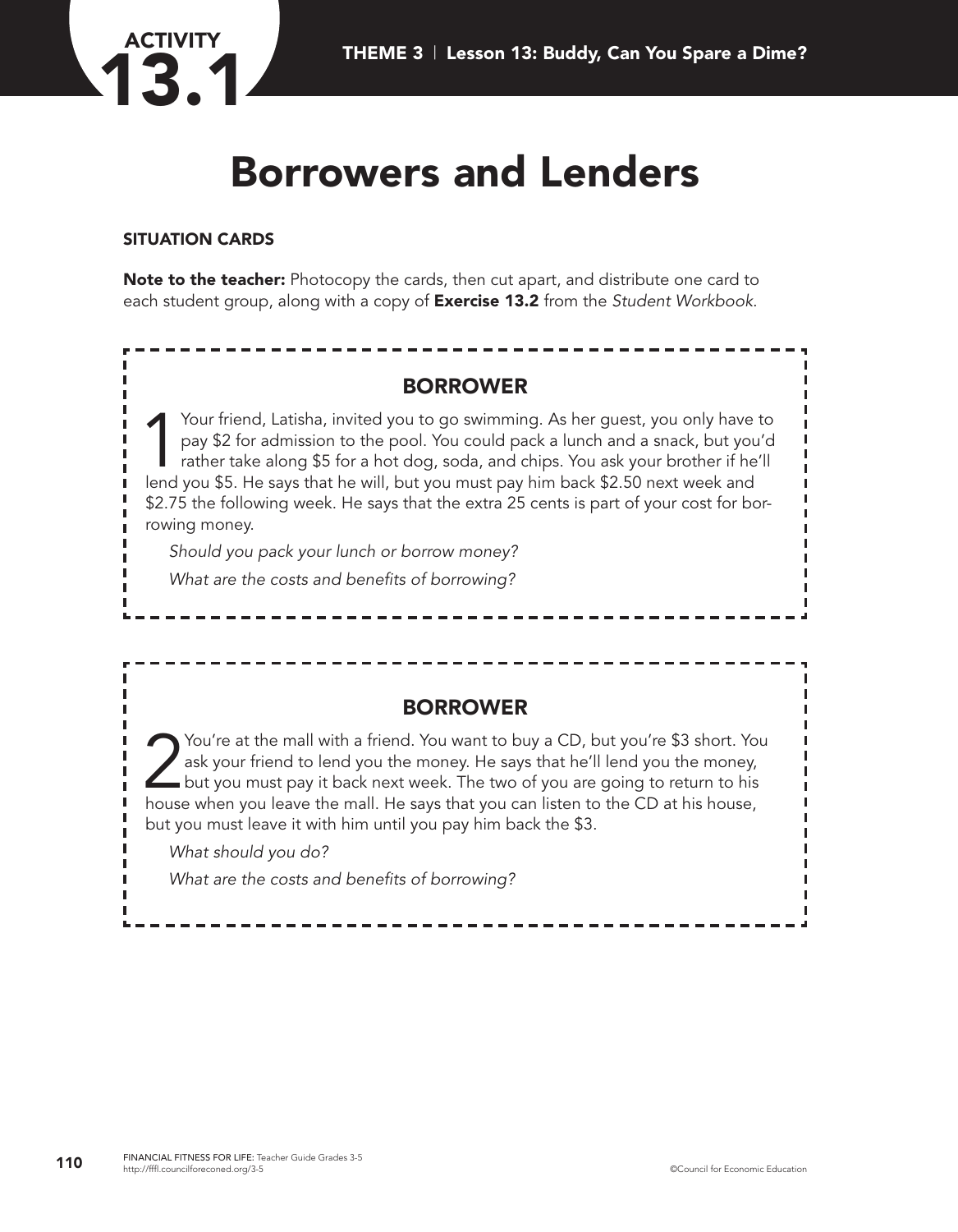# ACTIVITY 13.1

# Borrowers and Lenders

**SITUATION CARDS**

**Note to the teacher:** Photocopy the cards, then cut apart, and distribute one card to each student group, along with a copy of **Exercise 13.2** from the *Student Workbook*.

---

### BORROWER

1 Your friend, Latisha, invited you to go swimming. As her guest, you only have to pay $2 for admission to the pool. You could pack a lunch and a snack, but you'd rather take along $5 for a hot dog, soda, and chips. You ask your brother if he'll lend you $5. He says that he will, but you must pay him back $2.50 next week and $2.75 the following week. He says that the extra 25 cents is part of your cost for borrowing money.

*Should you pack your lunch or borrow money?*

*What are the costs and benefits of borrowing?*

---

### BORROWER

2 You're at the mall with a friend. You want to buy a CD, but you're $3 short. You ask your friend to lend you the money. He says that he'll lend you the money, but you must pay it back next week. The two of you are going to return to his house when you leave the mall. He says that you can listen to the CD at his house, but you must leave it with him until you pay him back the $3.

*What should you do?*

*What are the costs and benefits of borrowing?*

---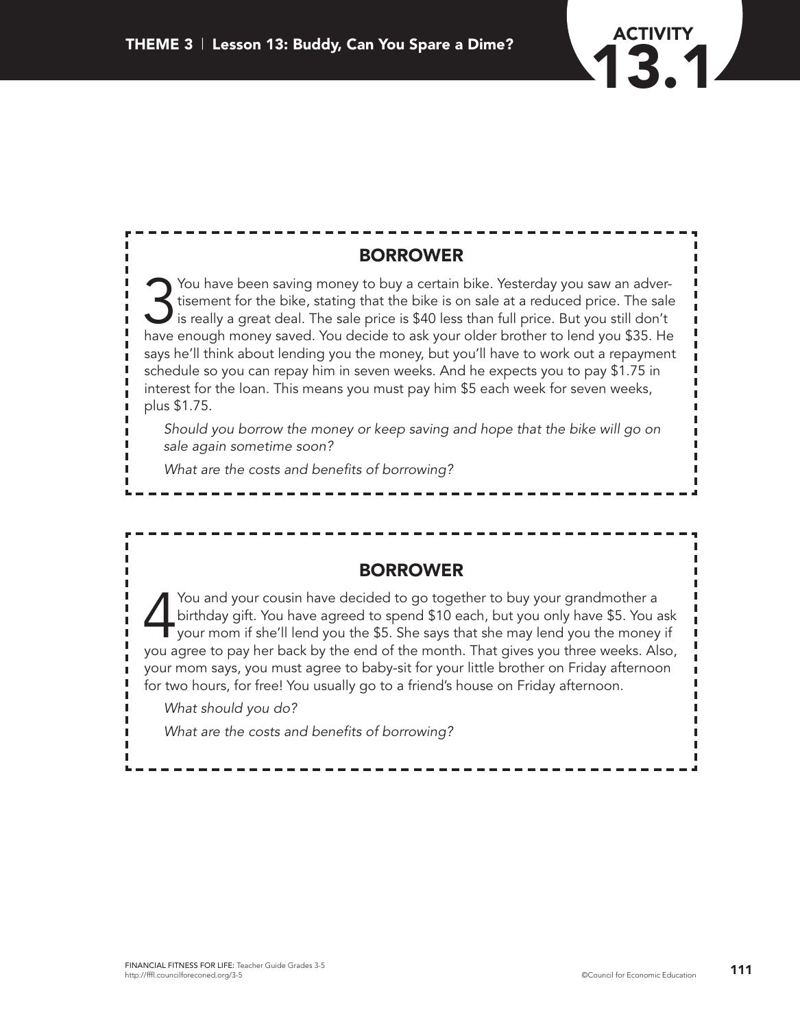## BORROWER

3 You have been saving money to buy a certain bike. Yesterday you saw an advertisement for the bike, stating that the bike is on sale at a reduced price. The sale is really a great deal. The sale price is $40 less than full price. But you still don't have enough money saved. You decide to ask your older brother to lend you $35. He says he'll think about lending you the money, but you'll have to work out a repayment schedule so you can repay him in seven weeks. And he expects you to pay $1.75 in interest for the loan. This means you must pay him $5 each week for seven weeks, plus $1.75.

*Should you borrow the money or keep saving and hope that the bike will go on sale again sometime soon?*

*What are the costs and benefits of borrowing?*

## BORROWER

4 You and your cousin have decided to go together to buy your grandmother a birthday gift. You have agreed to spend $10 each, but you only have $5. You ask your mom if she'll lend you the $5. She says that she may lend you the money if you agree to pay her back by the end of the month. That gives you three weeks. Also, your mom says, you must agree to baby-sit for your little brother on Friday afternoon for two hours, for free! You usually go to a friend's house on Friday afternoon.

*What should you do?*

*What are the costs and benefits of borrowing?*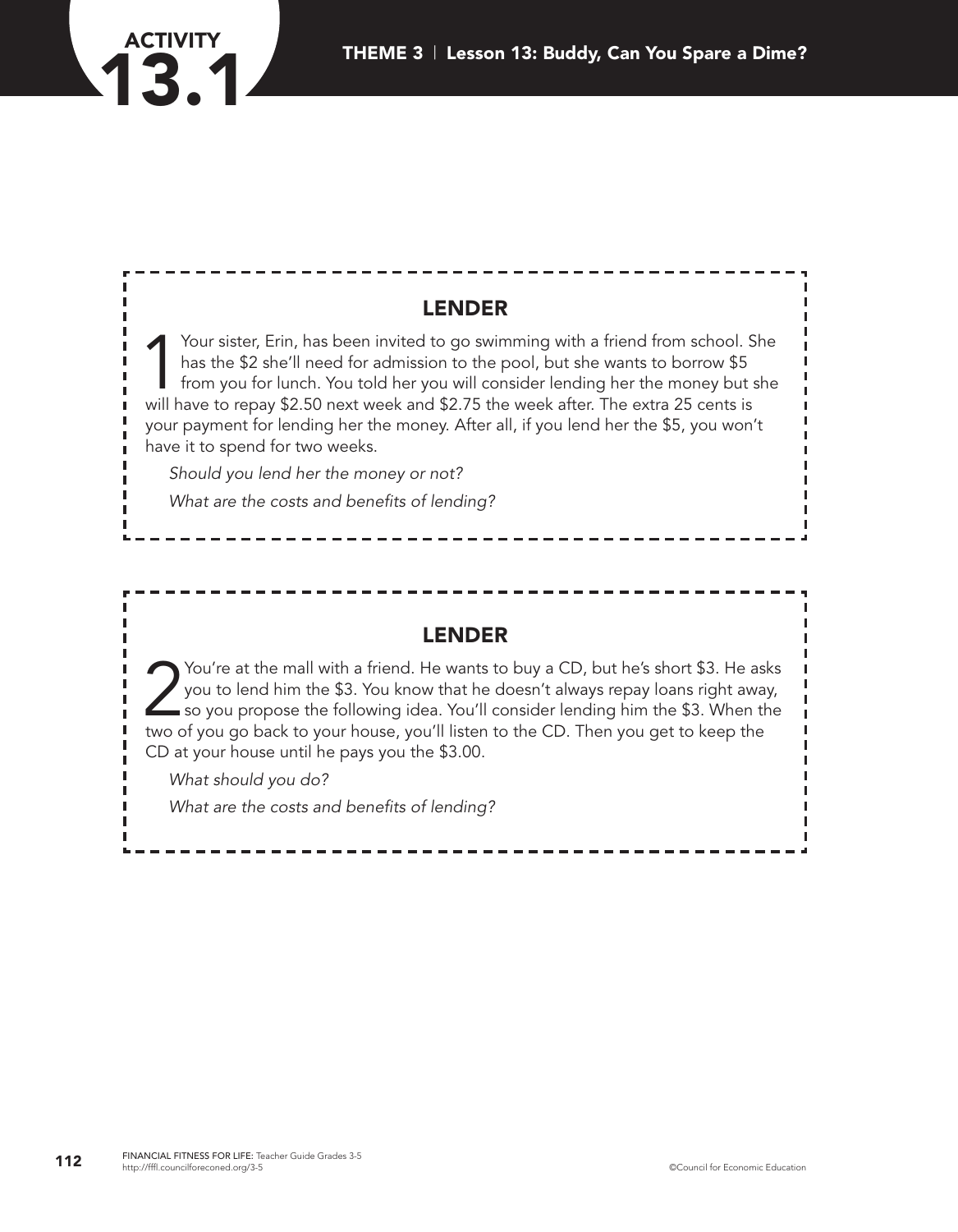# ACTIVITY 13.1

## LENDER

1 Your sister, Erin, has been invited to go swimming with a friend from school. She has the $2 she'll need for admission to the pool, but she wants to borrow $5 from you for lunch. You told her you will consider lending her the money but she will have to repay $2.50 next week and $2.75 the week after. The extra 25 cents is your payment for lending her the money. After all, if you lend her the $5, you won't have it to spend for two weeks.

*Should you lend her the money or not?*

*What are the costs and benefits of lending?*

## LENDER

2 You're at the mall with a friend. He wants to buy a CD, but he's short $3. He asks you to lend him the $3. You know that he doesn't always repay loans right away, so you propose the following idea. You'll consider lending him the $3. When the two of you go back to your house, you'll listen to the CD. Then you get to keep the CD at your house until he pays you the $3.00.

*What should you do?*

*What are the costs and benefits of lending?*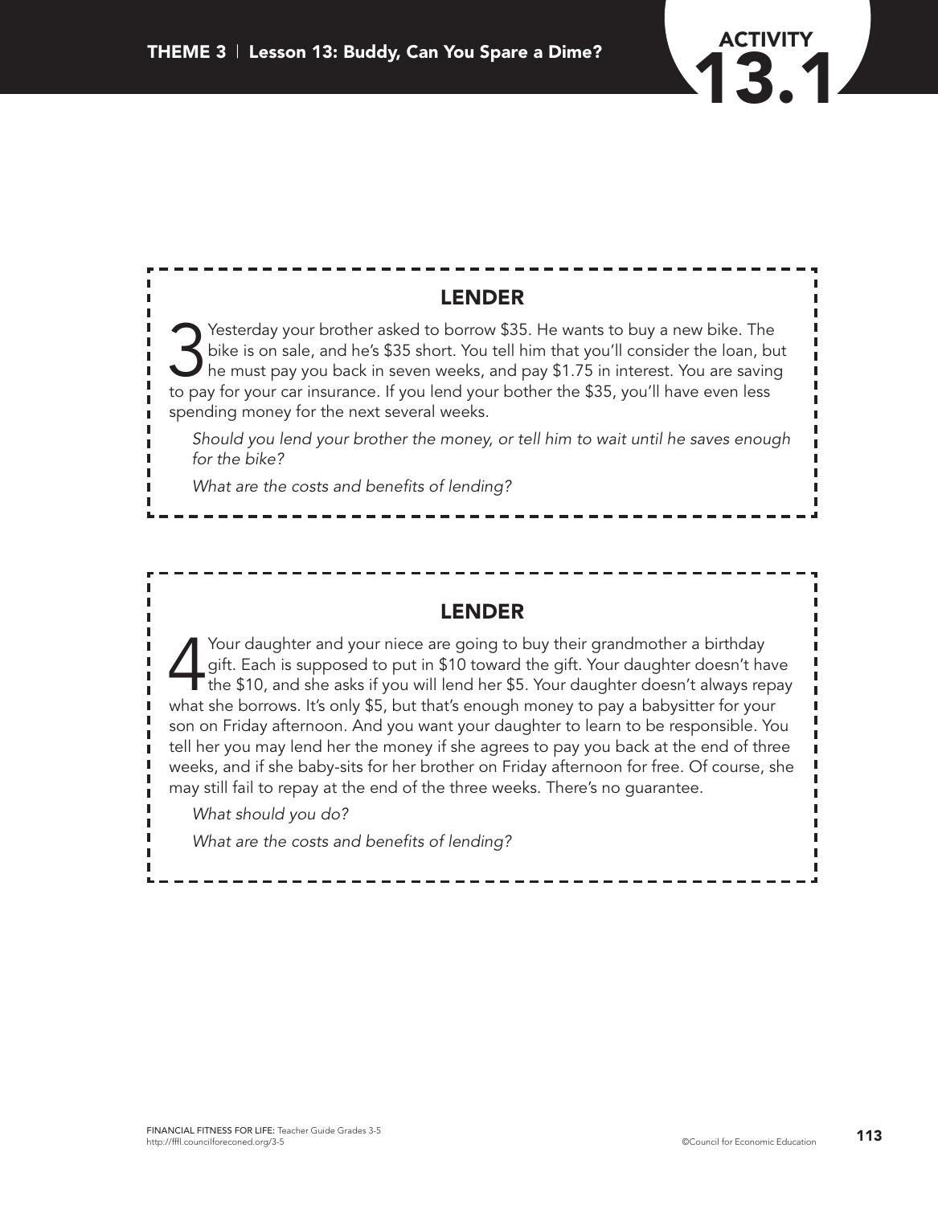## LENDER

3 Yesterday your brother asked to borrow $35. He wants to buy a new bike. The bike is on sale, and he's $35 short. You tell him that you'll consider the loan, but he must pay you back in seven weeks, and pay $1.75 in interest. You are saving to pay for your car insurance. If you lend your bother the $35, you'll have even less spending money for the next several weeks.

*Should you lend your brother the money, or tell him to wait until he saves enough for the bike?*

*What are the costs and benefits of lending?*

## LENDER

4 Your daughter and your niece are going to buy their grandmother a birthday gift. Each is supposed to put in $10 toward the gift. Your daughter doesn't have the $10, and she asks if you will lend her $5. Your daughter doesn't always repay what she borrows. It's only $5, but that's enough money to pay a babysitter for your son on Friday afternoon. And you want your daughter to learn to be responsible. You tell her you may lend her the money if she agrees to pay you back at the end of three weeks, and if she baby-sits for her brother on Friday afternoon for free. Of course, she may still fail to repay at the end of the three weeks. There's no guarantee.

*What should you do?*

*What are the costs and benefits of lending?*